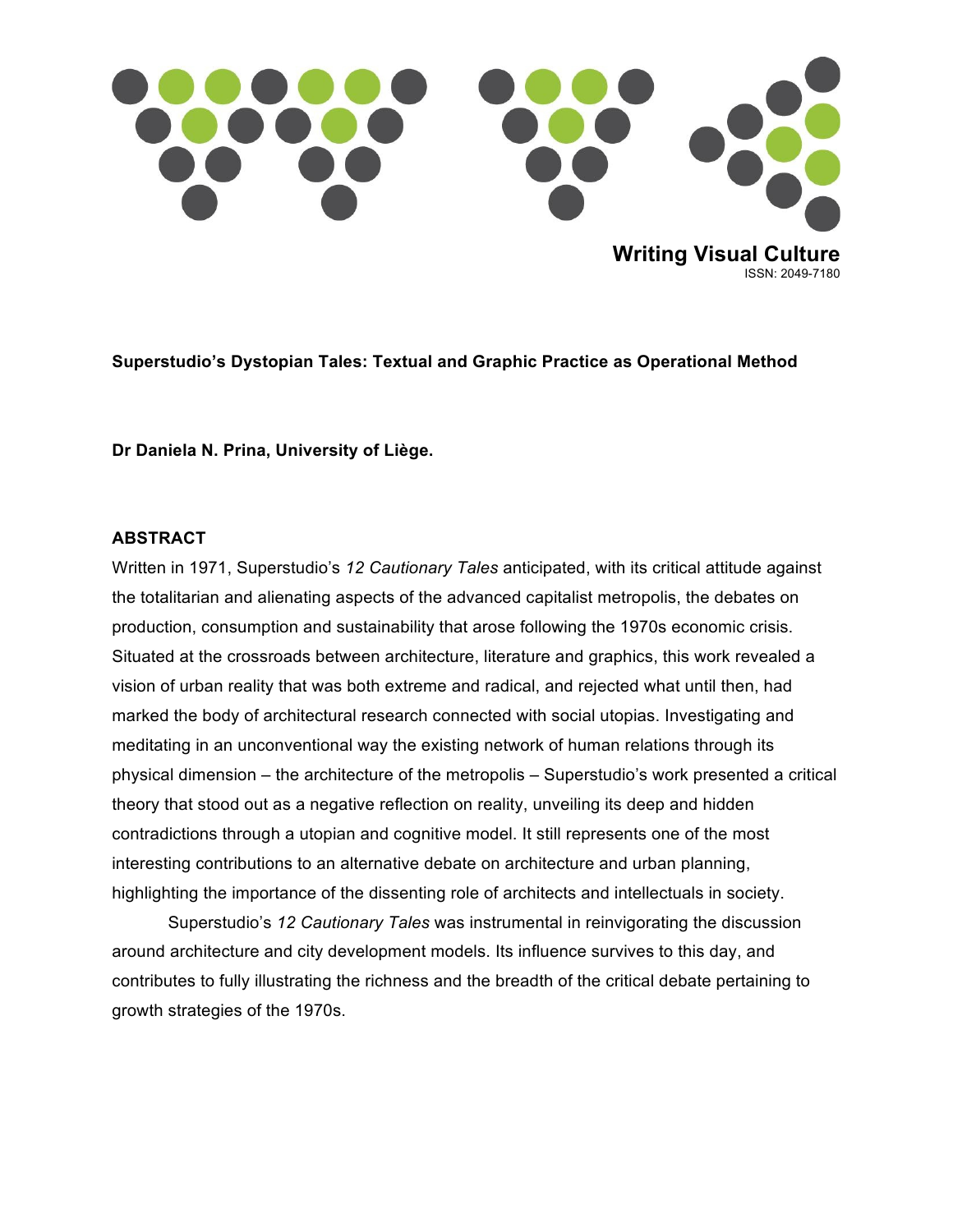**Writing Visual Culture**
ISSN: 2049-7180

**Superstudio's Dystopian Tales: Textual and Graphic Practice as Operational Method**

**Dr Daniela N. Prina, University of Liège.**

## ABSTRACT

Written in 1971, Superstudio's *12 Cautionary Tales* anticipated, with its critical attitude against the totalitarian and alienating aspects of the advanced capitalist metropolis, the debates on production, consumption and sustainability that arose following the 1970s economic crisis. Situated at the crossroads between architecture, literature and graphics, this work revealed a vision of urban reality that was both extreme and radical, and rejected what until then, had marked the body of architectural research connected with social utopias. Investigating and meditating in an unconventional way the existing network of human relations through its physical dimension – the architecture of the metropolis – Superstudio's work presented a critical theory that stood out as a negative reflection on reality, unveiling its deep and hidden contradictions through a utopian and cognitive model. It still represents one of the most interesting contributions to an alternative debate on architecture and urban planning, highlighting the importance of the dissenting role of architects and intellectuals in society.

Superstudio's *12 Cautionary Tales* was instrumental in reinvigorating the discussion around architecture and city development models. Its influence survives to this day, and contributes to fully illustrating the richness and the breadth of the critical debate pertaining to growth strategies of the 1970s.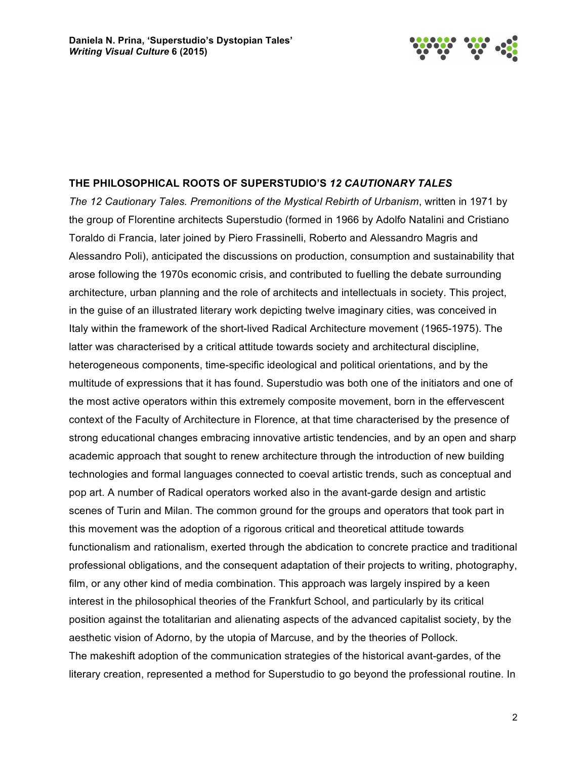## THE PHILOSOPHICAL ROOTS OF SUPERSTUDIO'S *12 CAUTIONARY TALES*

*The 12 Cautionary Tales. Premonitions of the Mystical Rebirth of Urbanism*, written in 1971 by the group of Florentine architects Superstudio (formed in 1966 by Adolfo Natalini and Cristiano Toraldo di Francia, later joined by Piero Frassinelli, Roberto and Alessandro Magris and Alessandro Poli), anticipated the discussions on production, consumption and sustainability that arose following the 1970s economic crisis, and contributed to fuelling the debate surrounding architecture, urban planning and the role of architects and intellectuals in society. This project, in the guise of an illustrated literary work depicting twelve imaginary cities, was conceived in Italy within the framework of the short-lived Radical Architecture movement (1965-1975). The latter was characterised by a critical attitude towards society and architectural discipline, heterogeneous components, time-specific ideological and political orientations, and by the multitude of expressions that it has found. Superstudio was both one of the initiators and one of the most active operators within this extremely composite movement, born in the effervescent context of the Faculty of Architecture in Florence, at that time characterised by the presence of strong educational changes embracing innovative artistic tendencies, and by an open and sharp academic approach that sought to renew architecture through the introduction of new building technologies and formal languages connected to coeval artistic trends, such as conceptual and pop art. A number of Radical operators worked also in the avant-garde design and artistic scenes of Turin and Milan. The common ground for the groups and operators that took part in this movement was the adoption of a rigorous critical and theoretical attitude towards functionalism and rationalism, exerted through the abdication to concrete practice and traditional professional obligations, and the consequent adaptation of their projects to writing, photography, film, or any other kind of media combination. This approach was largely inspired by a keen interest in the philosophical theories of the Frankfurt School, and particularly by its critical position against the totalitarian and alienating aspects of the advanced capitalist society, by the aesthetic vision of Adorno, by the utopia of Marcuse, and by the theories of Pollock.

The makeshift adoption of the communication strategies of the historical avant-gardes, of the literary creation, represented a method for Superstudio to go beyond the professional routine. In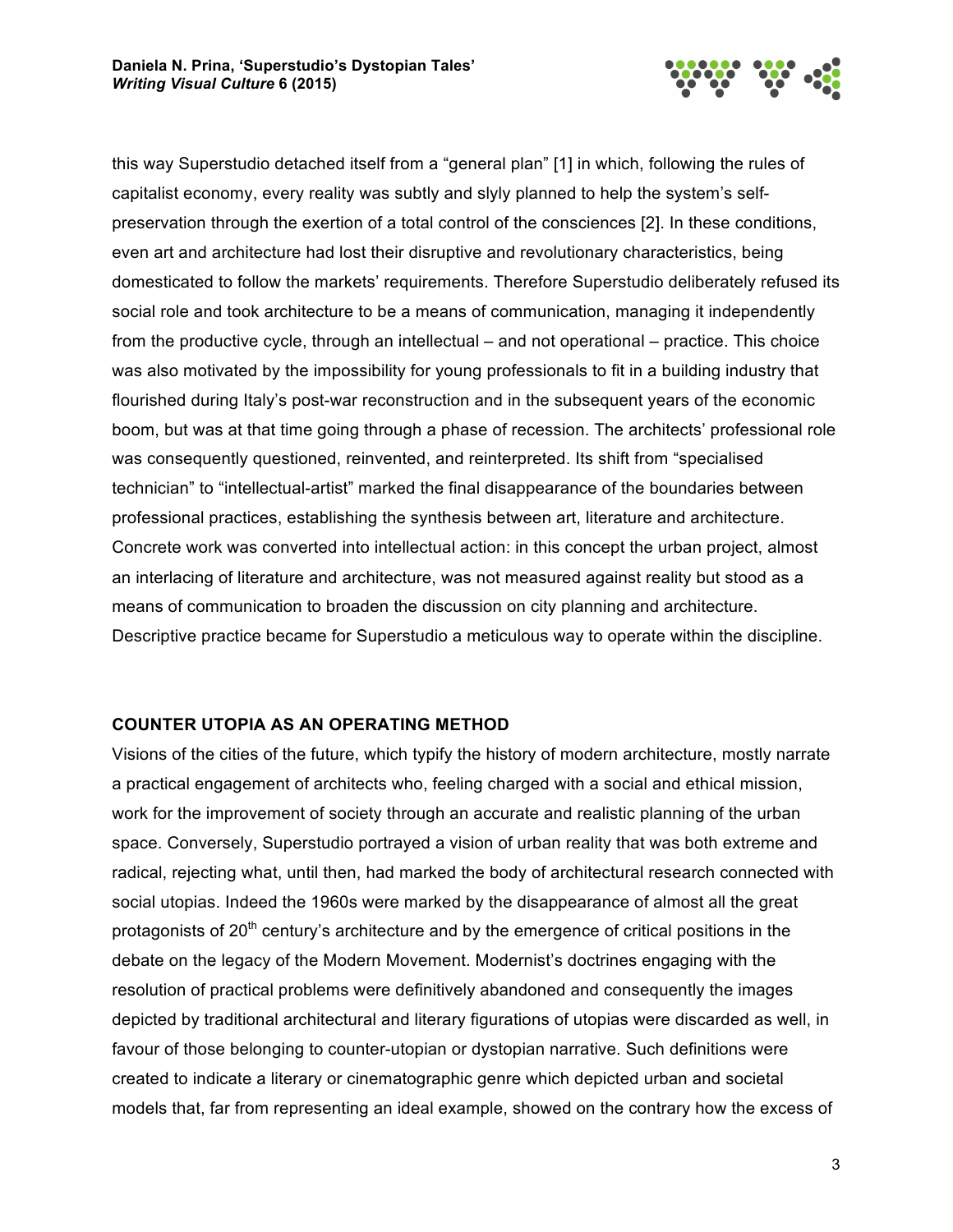this way Superstudio detached itself from a "general plan" [1] in which, following the rules of capitalist economy, every reality was subtly and slyly planned to help the system's self-preservation through the exertion of a total control of the consciences [2]. In these conditions, even art and architecture had lost their disruptive and revolutionary characteristics, being domesticated to follow the markets' requirements. Therefore Superstudio deliberately refused its social role and took architecture to be a means of communication, managing it independently from the productive cycle, through an intellectual – and not operational – practice. This choice was also motivated by the impossibility for young professionals to fit in a building industry that flourished during Italy's post-war reconstruction and in the subsequent years of the economic boom, but was at that time going through a phase of recession. The architects' professional role was consequently questioned, reinvented, and reinterpreted. Its shift from "specialised technician" to "intellectual-artist" marked the final disappearance of the boundaries between professional practices, establishing the synthesis between art, literature and architecture. Concrete work was converted into intellectual action: in this concept the urban project, almost an interlacing of literature and architecture, was not measured against reality but stood as a means of communication to broaden the discussion on city planning and architecture. Descriptive practice became for Superstudio a meticulous way to operate within the discipline.

## COUNTER UTOPIA AS AN OPERATING METHOD

Visions of the cities of the future, which typify the history of modern architecture, mostly narrate a practical engagement of architects who, feeling charged with a social and ethical mission, work for the improvement of society through an accurate and realistic planning of the urban space. Conversely, Superstudio portrayed a vision of urban reality that was both extreme and radical, rejecting what, until then, had marked the body of architectural research connected with social utopias. Indeed the 1960s were marked by the disappearance of almost all the great protagonists of 20th century's architecture and by the emergence of critical positions in the debate on the legacy of the Modern Movement. Modernist's doctrines engaging with the resolution of practical problems were definitively abandoned and consequently the images depicted by traditional architectural and literary figurations of utopias were discarded as well, in favour of those belonging to counter-utopian or dystopian narrative. Such definitions were created to indicate a literary or cinematographic genre which depicted urban and societal models that, far from representing an ideal example, showed on the contrary how the excess of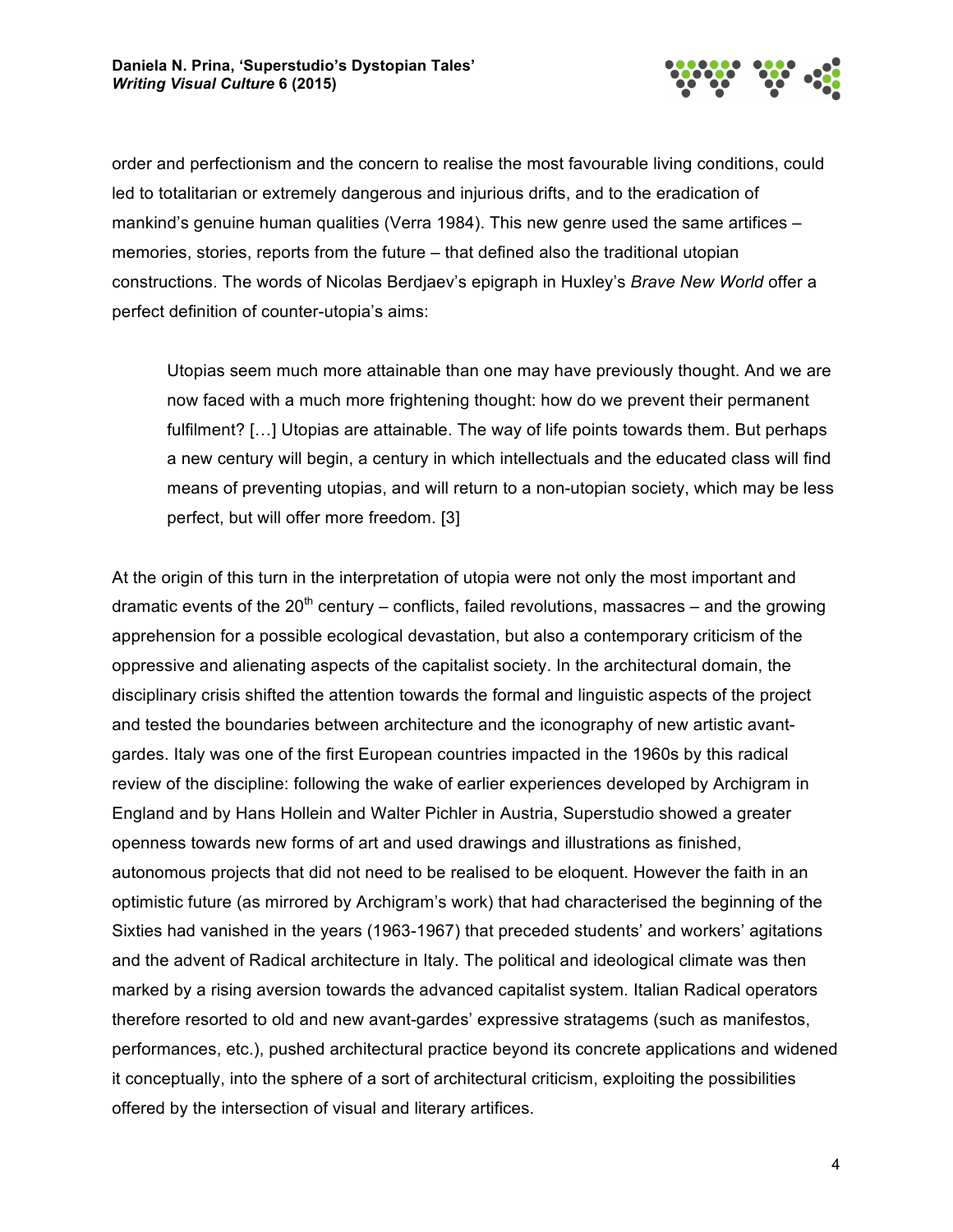order and perfectionism and the concern to realise the most favourable living conditions, could led to totalitarian or extremely dangerous and injurious drifts, and to the eradication of mankind's genuine human qualities (Verra 1984). This new genre used the same artifices – memories, stories, reports from the future – that defined also the traditional utopian constructions. The words of Nicolas Berdjaev's epigraph in Huxley's *Brave New World* offer a perfect definition of counter-utopia's aims:

> Utopias seem much more attainable than one may have previously thought. And we are now faced with a much more frightening thought: how do we prevent their permanent fulfilment? […] Utopias are attainable. The way of life points towards them. But perhaps a new century will begin, a century in which intellectuals and the educated class will find means of preventing utopias, and will return to a non-utopian society, which may be less perfect, but will offer more freedom. [3]

At the origin of this turn in the interpretation of utopia were not only the most important and dramatic events of the 20th century – conflicts, failed revolutions, massacres – and the growing apprehension for a possible ecological devastation, but also a contemporary criticism of the oppressive and alienating aspects of the capitalist society. In the architectural domain, the disciplinary crisis shifted the attention towards the formal and linguistic aspects of the project and tested the boundaries between architecture and the iconography of new artistic avant-gardes. Italy was one of the first European countries impacted in the 1960s by this radical review of the discipline: following the wake of earlier experiences developed by Archigram in England and by Hans Hollein and Walter Pichler in Austria, Superstudio showed a greater openness towards new forms of art and used drawings and illustrations as finished, autonomous projects that did not need to be realised to be eloquent. However the faith in an optimistic future (as mirrored by Archigram's work) that had characterised the beginning of the Sixties had vanished in the years (1963-1967) that preceded students' and workers' agitations and the advent of Radical architecture in Italy. The political and ideological climate was then marked by a rising aversion towards the advanced capitalist system. Italian Radical operators therefore resorted to old and new avant-gardes' expressive stratagems (such as manifestos, performances, etc.), pushed architectural practice beyond its concrete applications and widened it conceptually, into the sphere of a sort of architectural criticism, exploiting the possibilities offered by the intersection of visual and literary artifices.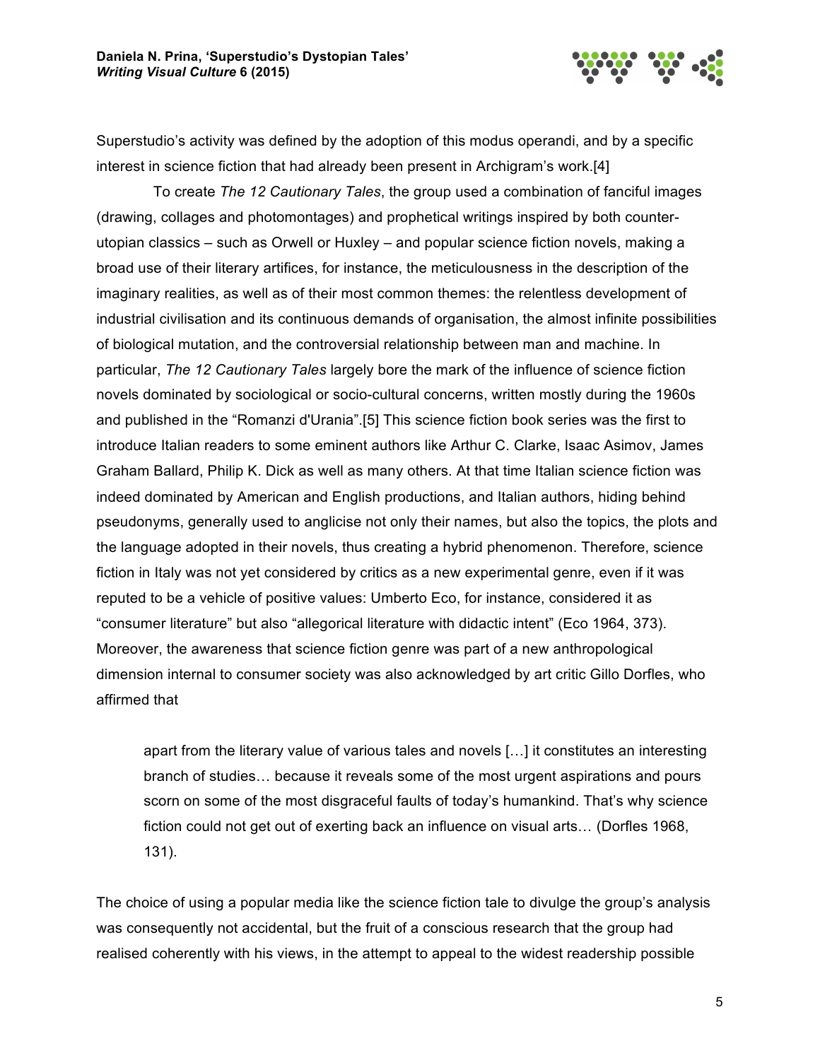Superstudio's activity was defined by the adoption of this modus operandi, and by a specific interest in science fiction that had already been present in Archigram's work.[4]

To create *The 12 Cautionary Tales*, the group used a combination of fanciful images (drawing, collages and photomontages) and prophetical writings inspired by both counter-utopian classics – such as Orwell or Huxley – and popular science fiction novels, making a broad use of their literary artifices, for instance, the meticulousness in the description of the imaginary realities, as well as of their most common themes: the relentless development of industrial civilisation and its continuous demands of organisation, the almost infinite possibilities of biological mutation, and the controversial relationship between man and machine. In particular, *The 12 Cautionary Tales* largely bore the mark of the influence of science fiction novels dominated by sociological or socio-cultural concerns, written mostly during the 1960s and published in the "Romanzi d'Urania".[5] This science fiction book series was the first to introduce Italian readers to some eminent authors like Arthur C. Clarke, Isaac Asimov, James Graham Ballard, Philip K. Dick as well as many others. At that time Italian science fiction was indeed dominated by American and English productions, and Italian authors, hiding behind pseudonyms, generally used to anglicise not only their names, but also the topics, the plots and the language adopted in their novels, thus creating a hybrid phenomenon. Therefore, science fiction in Italy was not yet considered by critics as a new experimental genre, even if it was reputed to be a vehicle of positive values: Umberto Eco, for instance, considered it as "consumer literature" but also "allegorical literature with didactic intent" (Eco 1964, 373). Moreover, the awareness that science fiction genre was part of a new anthropological dimension internal to consumer society was also acknowledged by art critic Gillo Dorfles, who affirmed that

> apart from the literary value of various tales and novels […] it constitutes an interesting branch of studies… because it reveals some of the most urgent aspirations and pours scorn on some of the most disgraceful faults of today's humankind. That's why science fiction could not get out of exerting back an influence on visual arts… (Dorfles 1968, 131).

The choice of using a popular media like the science fiction tale to divulge the group's analysis was consequently not accidental, but the fruit of a conscious research that the group had realised coherently with his views, in the attempt to appeal to the widest readership possible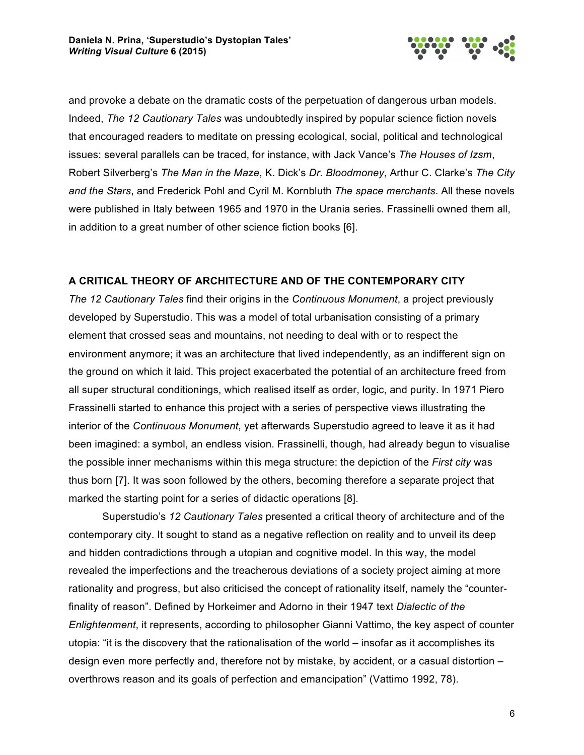and provoke a debate on the dramatic costs of the perpetuation of dangerous urban models. Indeed, *The 12 Cautionary Tales* was undoubtedly inspired by popular science fiction novels that encouraged readers to meditate on pressing ecological, social, political and technological issues: several parallels can be traced, for instance, with Jack Vance's *The Houses of Izsm*, Robert Silverberg's *The Man in the Maze*, K. Dick's *Dr. Bloodmoney*, Arthur C. Clarke's *The City and the Stars*, and Frederick Pohl and Cyril M. Kornbluth *The space merchants*. All these novels were published in Italy between 1965 and 1970 in the Urania series. Frassinelli owned them all, in addition to a great number of other science fiction books [6].

## A CRITICAL THEORY OF ARCHITECTURE AND OF THE CONTEMPORARY CITY

*The 12 Cautionary Tales* find their origins in the *Continuous Monument*, a project previously developed by Superstudio. This was a model of total urbanisation consisting of a primary element that crossed seas and mountains, not needing to deal with or to respect the environment anymore; it was an architecture that lived independently, as an indifferent sign on the ground on which it laid. This project exacerbated the potential of an architecture freed from all super structural conditionings, which realised itself as order, logic, and purity. In 1971 Piero Frassinelli started to enhance this project with a series of perspective views illustrating the interior of the *Continuous Monument*, yet afterwards Superstudio agreed to leave it as it had been imagined: a symbol, an endless vision. Frassinelli, though, had already begun to visualise the possible inner mechanisms within this mega structure: the depiction of the *First city* was thus born [7]. It was soon followed by the others, becoming therefore a separate project that marked the starting point for a series of didactic operations [8].

Superstudio's *12 Cautionary Tales* presented a critical theory of architecture and of the contemporary city. It sought to stand as a negative reflection on reality and to unveil its deep and hidden contradictions through a utopian and cognitive model. In this way, the model revealed the imperfections and the treacherous deviations of a society project aiming at more rationality and progress, but also criticised the concept of rationality itself, namely the "counter-finality of reason". Defined by Horkeimer and Adorno in their 1947 text *Dialectic of the Enlightenment*, it represents, according to philosopher Gianni Vattimo, the key aspect of counter utopia: "it is the discovery that the rationalisation of the world – insofar as it accomplishes its design even more perfectly and, therefore not by mistake, by accident, or a casual distortion – overthrows reason and its goals of perfection and emancipation" (Vattimo 1992, 78).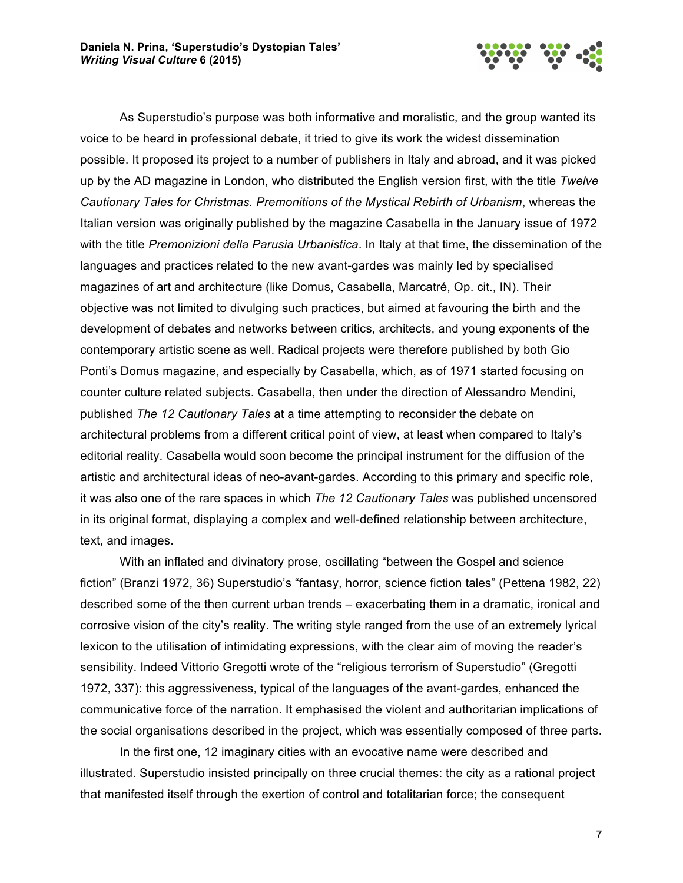As Superstudio's purpose was both informative and moralistic, and the group wanted its voice to be heard in professional debate, it tried to give its work the widest dissemination possible. It proposed its project to a number of publishers in Italy and abroad, and it was picked up by the AD magazine in London, who distributed the English version first, with the title *Twelve Cautionary Tales for Christmas. Premonitions of the Mystical Rebirth of Urbanism*, whereas the Italian version was originally published by the magazine Casabella in the January issue of 1972 with the title *Premonizioni della Parusia Urbanistica*. In Italy at that time, the dissemination of the languages and practices related to the new avant-gardes was mainly led by specialised magazines of art and architecture (like Domus, Casabella, Marcatré, Op. cit., IN). Their objective was not limited to divulging such practices, but aimed at favouring the birth and the development of debates and networks between critics, architects, and young exponents of the contemporary artistic scene as well. Radical projects were therefore published by both Gio Ponti's Domus magazine, and especially by Casabella, which, as of 1971 started focusing on counter culture related subjects. Casabella, then under the direction of Alessandro Mendini, published *The 12 Cautionary Tales* at a time attempting to reconsider the debate on architectural problems from a different critical point of view, at least when compared to Italy's editorial reality. Casabella would soon become the principal instrument for the diffusion of the artistic and architectural ideas of neo-avant-gardes. According to this primary and specific role, it was also one of the rare spaces in which *The 12 Cautionary Tales* was published uncensored in its original format, displaying a complex and well-defined relationship between architecture, text, and images.

With an inflated and divinatory prose, oscillating "between the Gospel and science fiction" (Branzi 1972, 36) Superstudio's "fantasy, horror, science fiction tales" (Pettena 1982, 22) described some of the then current urban trends – exacerbating them in a dramatic, ironical and corrosive vision of the city's reality. The writing style ranged from the use of an extremely lyrical lexicon to the utilisation of intimidating expressions, with the clear aim of moving the reader's sensibility. Indeed Vittorio Gregotti wrote of the "religious terrorism of Superstudio" (Gregotti 1972, 337): this aggressiveness, typical of the languages of the avant-gardes, enhanced the communicative force of the narration. It emphasised the violent and authoritarian implications of the social organisations described in the project, which was essentially composed of three parts.

In the first one, 12 imaginary cities with an evocative name were described and illustrated. Superstudio insisted principally on three crucial themes: the city as a rational project that manifested itself through the exertion of control and totalitarian force; the consequent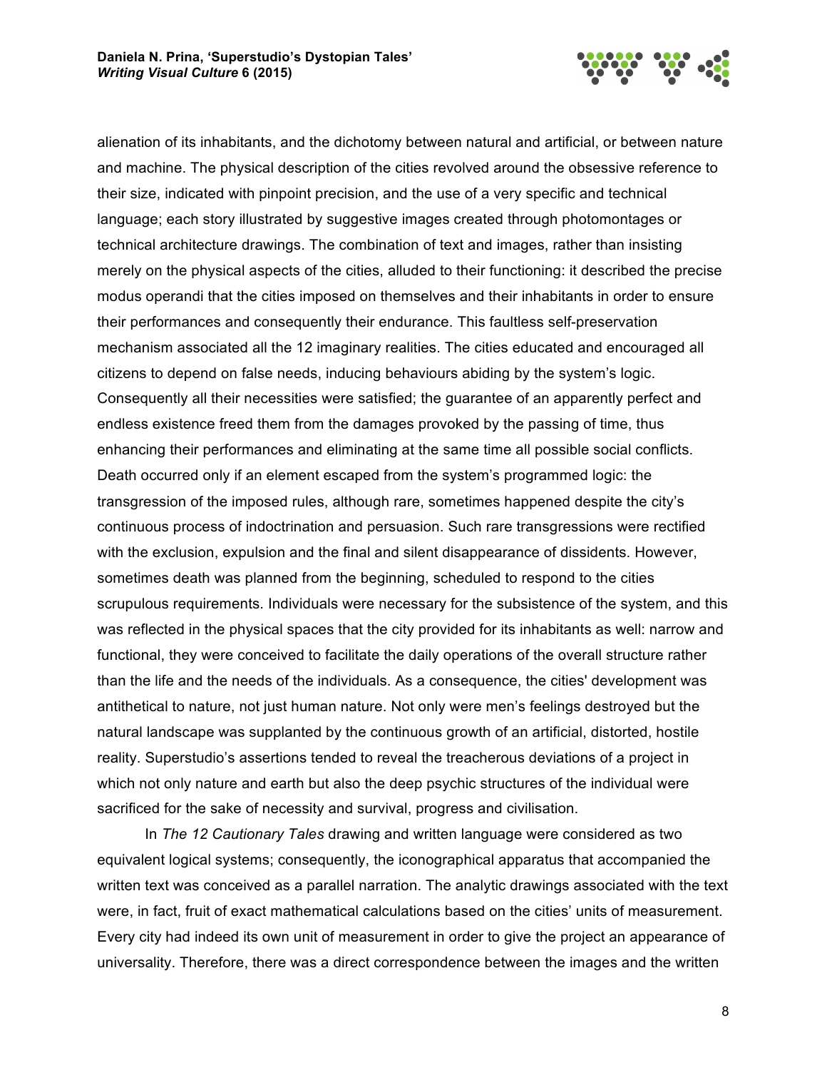alienation of its inhabitants, and the dichotomy between natural and artificial, or between nature and machine. The physical description of the cities revolved around the obsessive reference to their size, indicated with pinpoint precision, and the use of a very specific and technical language; each story illustrated by suggestive images created through photomontages or technical architecture drawings. The combination of text and images, rather than insisting merely on the physical aspects of the cities, alluded to their functioning: it described the precise modus operandi that the cities imposed on themselves and their inhabitants in order to ensure their performances and consequently their endurance. This faultless self-preservation mechanism associated all the 12 imaginary realities. The cities educated and encouraged all citizens to depend on false needs, inducing behaviours abiding by the system's logic. Consequently all their necessities were satisfied; the guarantee of an apparently perfect and endless existence freed them from the damages provoked by the passing of time, thus enhancing their performances and eliminating at the same time all possible social conflicts. Death occurred only if an element escaped from the system's programmed logic: the transgression of the imposed rules, although rare, sometimes happened despite the city's continuous process of indoctrination and persuasion. Such rare transgressions were rectified with the exclusion, expulsion and the final and silent disappearance of dissidents. However, sometimes death was planned from the beginning, scheduled to respond to the cities scrupulous requirements. Individuals were necessary for the subsistence of the system, and this was reflected in the physical spaces that the city provided for its inhabitants as well: narrow and functional, they were conceived to facilitate the daily operations of the overall structure rather than the life and the needs of the individuals. As a consequence, the cities' development was antithetical to nature, not just human nature. Not only were men's feelings destroyed but the natural landscape was supplanted by the continuous growth of an artificial, distorted, hostile reality. Superstudio's assertions tended to reveal the treacherous deviations of a project in which not only nature and earth but also the deep psychic structures of the individual were sacrificed for the sake of necessity and survival, progress and civilisation.

In *The 12 Cautionary Tales* drawing and written language were considered as two equivalent logical systems; consequently, the iconographical apparatus that accompanied the written text was conceived as a parallel narration. The analytic drawings associated with the text were, in fact, fruit of exact mathematical calculations based on the cities' units of measurement. Every city had indeed its own unit of measurement in order to give the project an appearance of universality. Therefore, there was a direct correspondence between the images and the written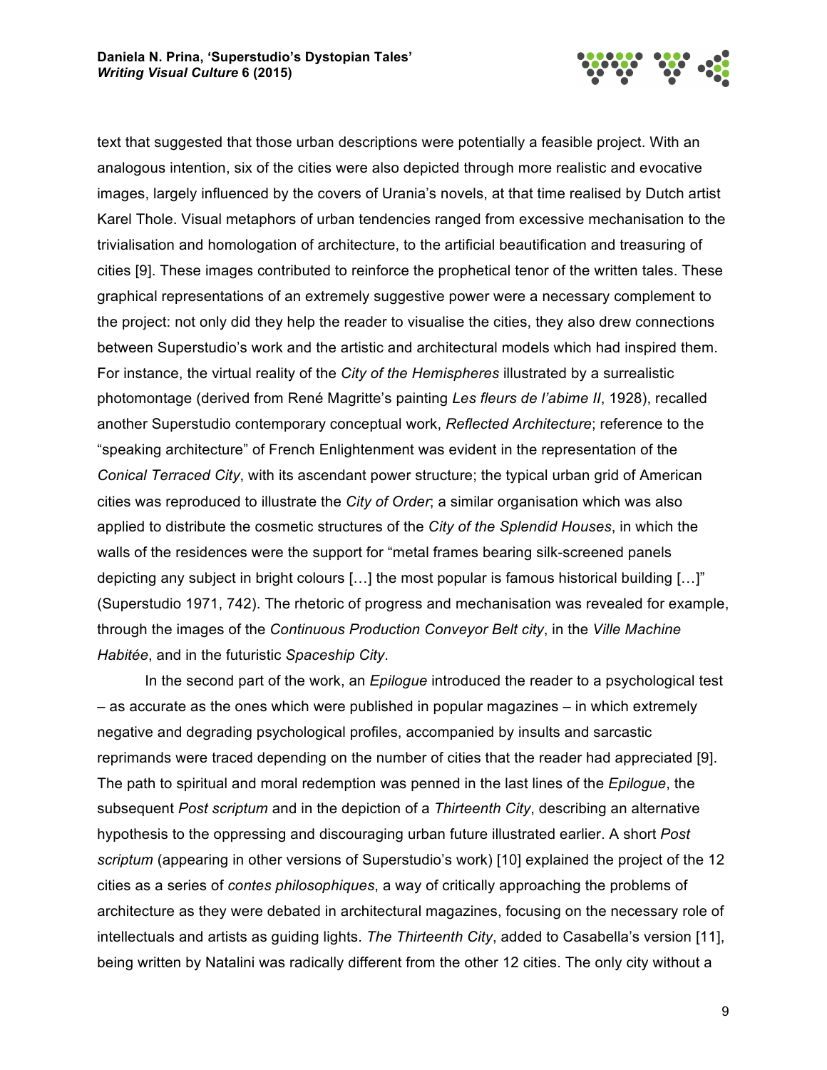text that suggested that those urban descriptions were potentially a feasible project. With an analogous intention, six of the cities were also depicted through more realistic and evocative images, largely influenced by the covers of Urania's novels, at that time realised by Dutch artist Karel Thole. Visual metaphors of urban tendencies ranged from excessive mechanisation to the trivialisation and homologation of architecture, to the artificial beautification and treasuring of cities [9]. These images contributed to reinforce the prophetical tenor of the written tales. These graphical representations of an extremely suggestive power were a necessary complement to the project: not only did they help the reader to visualise the cities, they also drew connections between Superstudio's work and the artistic and architectural models which had inspired them. For instance, the virtual reality of the *City of the Hemispheres* illustrated by a surrealistic photomontage (derived from René Magritte's painting *Les fleurs de l'abime II*, 1928), recalled another Superstudio contemporary conceptual work, *Reflected Architecture*; reference to the "speaking architecture" of French Enlightenment was evident in the representation of the *Conical Terraced City*, with its ascendant power structure; the typical urban grid of American cities was reproduced to illustrate the *City of Order*; a similar organisation which was also applied to distribute the cosmetic structures of the *City of the Splendid Houses*, in which the walls of the residences were the support for "metal frames bearing silk-screened panels depicting any subject in bright colours […] the most popular is famous historical building […]" (Superstudio 1971, 742). The rhetoric of progress and mechanisation was revealed for example, through the images of the *Continuous Production Conveyor Belt city*, in the *Ville Machine Habitée*, and in the futuristic *Spaceship City*.

In the second part of the work, an *Epilogue* introduced the reader to a psychological test – as accurate as the ones which were published in popular magazines – in which extremely negative and degrading psychological profiles, accompanied by insults and sarcastic reprimands were traced depending on the number of cities that the reader had appreciated [9]. The path to spiritual and moral redemption was penned in the last lines of the *Epilogue*, the subsequent *Post scriptum* and in the depiction of a *Thirteenth City*, describing an alternative hypothesis to the oppressing and discouraging urban future illustrated earlier. A short *Post scriptum* (appearing in other versions of Superstudio's work) [10] explained the project of the 12 cities as a series of *contes philosophiques*, a way of critically approaching the problems of architecture as they were debated in architectural magazines, focusing on the necessary role of intellectuals and artists as guiding lights. *The Thirteenth City*, added to Casabella's version [11], being written by Natalini was radically different from the other 12 cities. The only city without a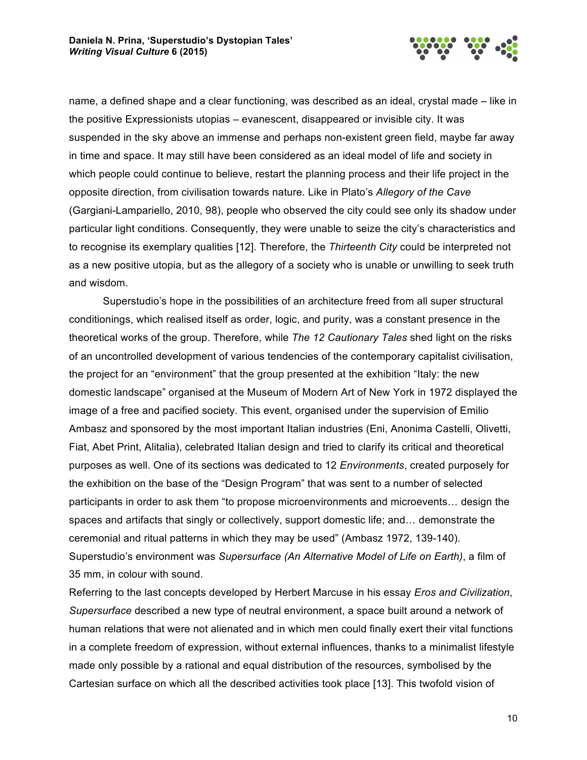name, a defined shape and a clear functioning, was described as an ideal, crystal made – like in the positive Expressionists utopias – evanescent, disappeared or invisible city. It was suspended in the sky above an immense and perhaps non-existent green field, maybe far away in time and space. It may still have been considered as an ideal model of life and society in which people could continue to believe, restart the planning process and their life project in the opposite direction, from civilisation towards nature. Like in Plato's *Allegory of the Cave* (Gargiani-Lampariello, 2010, 98), people who observed the city could see only its shadow under particular light conditions. Consequently, they were unable to seize the city's characteristics and to recognise its exemplary qualities [12]. Therefore, the *Thirteenth City* could be interpreted not as a new positive utopia, but as the allegory of a society who is unable or unwilling to seek truth and wisdom.

Superstudio's hope in the possibilities of an architecture freed from all super structural conditionings, which realised itself as order, logic, and purity, was a constant presence in the theoretical works of the group. Therefore, while *The 12 Cautionary Tales* shed light on the risks of an uncontrolled development of various tendencies of the contemporary capitalist civilisation, the project for an "environment" that the group presented at the exhibition "Italy: the new domestic landscape" organised at the Museum of Modern Art of New York in 1972 displayed the image of a free and pacified society. This event, organised under the supervision of Emilio Ambasz and sponsored by the most important Italian industries (Eni, Anonima Castelli, Olivetti, Fiat, Abet Print, Alitalia), celebrated Italian design and tried to clarify its critical and theoretical purposes as well. One of its sections was dedicated to 12 *Environments*, created purposely for the exhibition on the base of the "Design Program" that was sent to a number of selected participants in order to ask them "to propose microenvironments and microevents… design the spaces and artifacts that singly or collectively, support domestic life; and… demonstrate the ceremonial and ritual patterns in which they may be used" (Ambasz 1972, 139-140). Superstudio's environment was *Supersurface (An Alternative Model of Life on Earth)*, a film of 35 mm, in colour with sound.

Referring to the last concepts developed by Herbert Marcuse in his essay *Eros and Civilization*, *Supersurface* described a new type of neutral environment, a space built around a network of human relations that were not alienated and in which men could finally exert their vital functions in a complete freedom of expression, without external influences, thanks to a minimalist lifestyle made only possible by a rational and equal distribution of the resources, symbolised by the Cartesian surface on which all the described activities took place [13]. This twofold vision of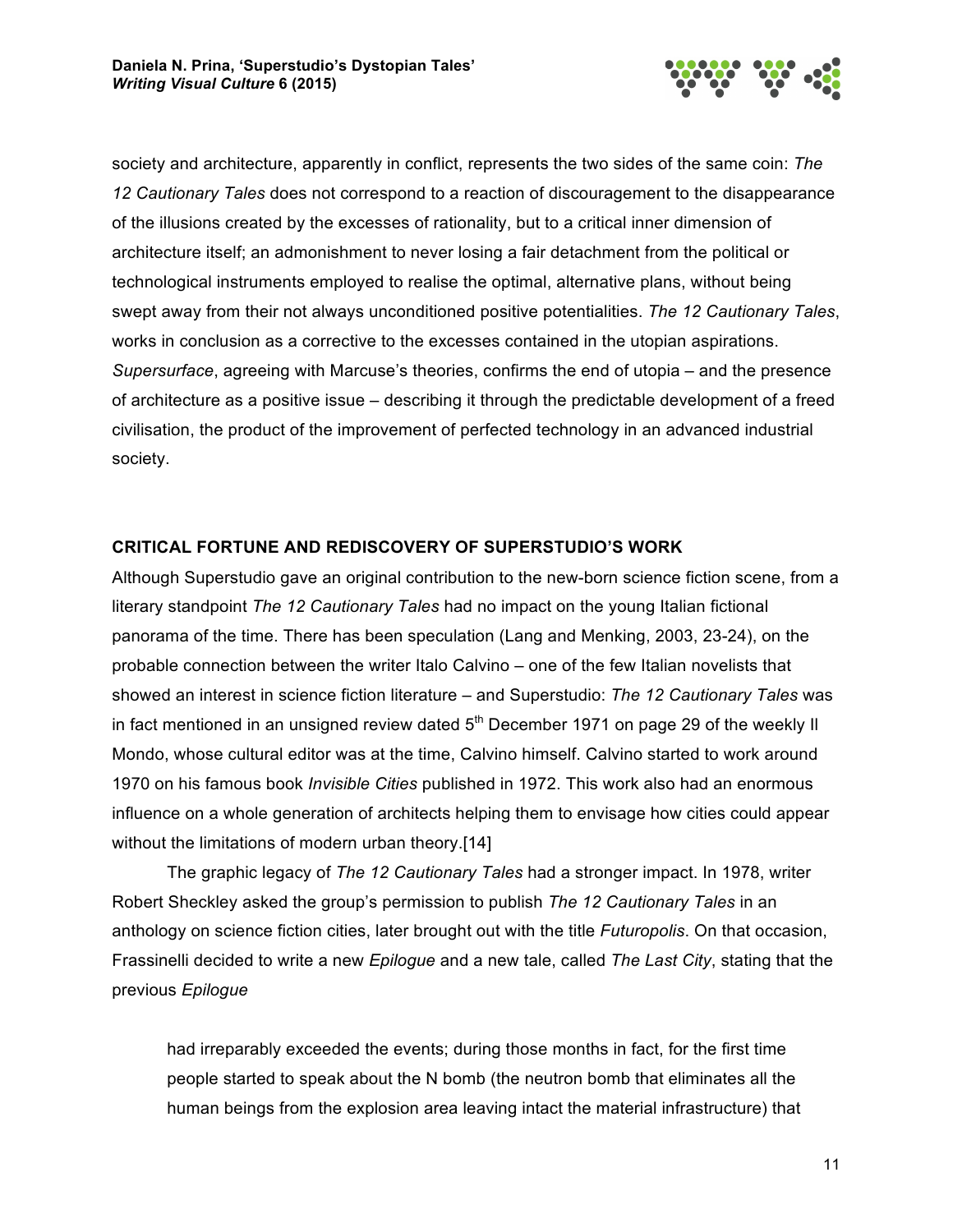society and architecture, apparently in conflict, represents the two sides of the same coin: *The 12 Cautionary Tales* does not correspond to a reaction of discouragement to the disappearance of the illusions created by the excesses of rationality, but to a critical inner dimension of architecture itself; an admonishment to never losing a fair detachment from the political or technological instruments employed to realise the optimal, alternative plans, without being swept away from their not always unconditioned positive potentialities. *The 12 Cautionary Tales*, works in conclusion as a corrective to the excesses contained in the utopian aspirations. *Supersurface*, agreeing with Marcuse's theories, confirms the end of utopia – and the presence of architecture as a positive issue – describing it through the predictable development of a freed civilisation, the product of the improvement of perfected technology in an advanced industrial society.

## CRITICAL FORTUNE AND REDISCOVERY OF SUPERSTUDIO'S WORK

Although Superstudio gave an original contribution to the new-born science fiction scene, from a literary standpoint *The 12 Cautionary Tales* had no impact on the young Italian fictional panorama of the time. There has been speculation (Lang and Menking, 2003, 23-24), on the probable connection between the writer Italo Calvino – one of the few Italian novelists that showed an interest in science fiction literature – and Superstudio: *The 12 Cautionary Tales* was in fact mentioned in an unsigned review dated 5th December 1971 on page 29 of the weekly Il Mondo, whose cultural editor was at the time, Calvino himself. Calvino started to work around 1970 on his famous book *Invisible Cities* published in 1972. This work also had an enormous influence on a whole generation of architects helping them to envisage how cities could appear without the limitations of modern urban theory.[14]

The graphic legacy of *The 12 Cautionary Tales* had a stronger impact. In 1978, writer Robert Sheckley asked the group's permission to publish *The 12 Cautionary Tales* in an anthology on science fiction cities, later brought out with the title *Futuropolis*. On that occasion, Frassinelli decided to write a new *Epilogue* and a new tale, called *The Last City*, stating that the previous *Epilogue*

> had irreparably exceeded the events; during those months in fact, for the first time people started to speak about the N bomb (the neutron bomb that eliminates all the human beings from the explosion area leaving intact the material infrastructure) that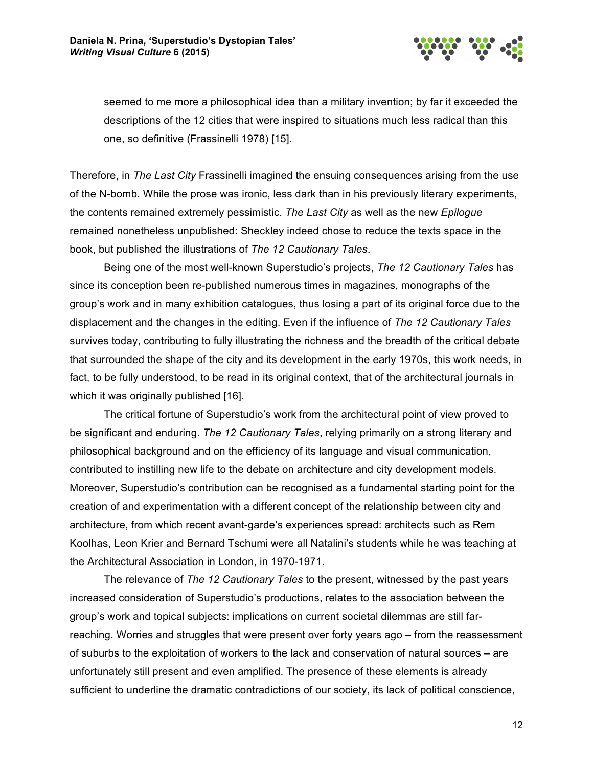seemed to me more a philosophical idea than a military invention; by far it exceeded the descriptions of the 12 cities that were inspired to situations much less radical than this one, so definitive (Frassinelli 1978) [15].

Therefore, in *The Last City* Frassinelli imagined the ensuing consequences arising from the use of the N-bomb. While the prose was ironic, less dark than in his previously literary experiments, the contents remained extremely pessimistic. *The Last City* as well as the new *Epilogue* remained nonetheless unpublished: Sheckley indeed chose to reduce the texts space in the book, but published the illustrations of *The 12 Cautionary Tales*.

Being one of the most well-known Superstudio's projects, *The 12 Cautionary Tales* has since its conception been re-published numerous times in magazines, monographs of the group's work and in many exhibition catalogues, thus losing a part of its original force due to the displacement and the changes in the editing. Even if the influence of *The 12 Cautionary Tales* survives today, contributing to fully illustrating the richness and the breadth of the critical debate that surrounded the shape of the city and its development in the early 1970s, this work needs, in fact, to be fully understood, to be read in its original context, that of the architectural journals in which it was originally published [16].

The critical fortune of Superstudio's work from the architectural point of view proved to be significant and enduring. *The 12 Cautionary Tales*, relying primarily on a strong literary and philosophical background and on the efficiency of its language and visual communication, contributed to instilling new life to the debate on architecture and city development models. Moreover, Superstudio's contribution can be recognised as a fundamental starting point for the creation of and experimentation with a different concept of the relationship between city and architecture, from which recent avant-garde's experiences spread: architects such as Rem Koolhas, Leon Krier and Bernard Tschumi were all Natalini's students while he was teaching at the Architectural Association in London, in 1970-1971.

The relevance of *The 12 Cautionary Tales* to the present, witnessed by the past years increased consideration of Superstudio's productions, relates to the association between the group's work and topical subjects: implications on current societal dilemmas are still far-reaching. Worries and struggles that were present over forty years ago – from the reassessment of suburbs to the exploitation of workers to the lack and conservation of natural sources – are unfortunately still present and even amplified. The presence of these elements is already sufficient to underline the dramatic contradictions of our society, its lack of political conscience,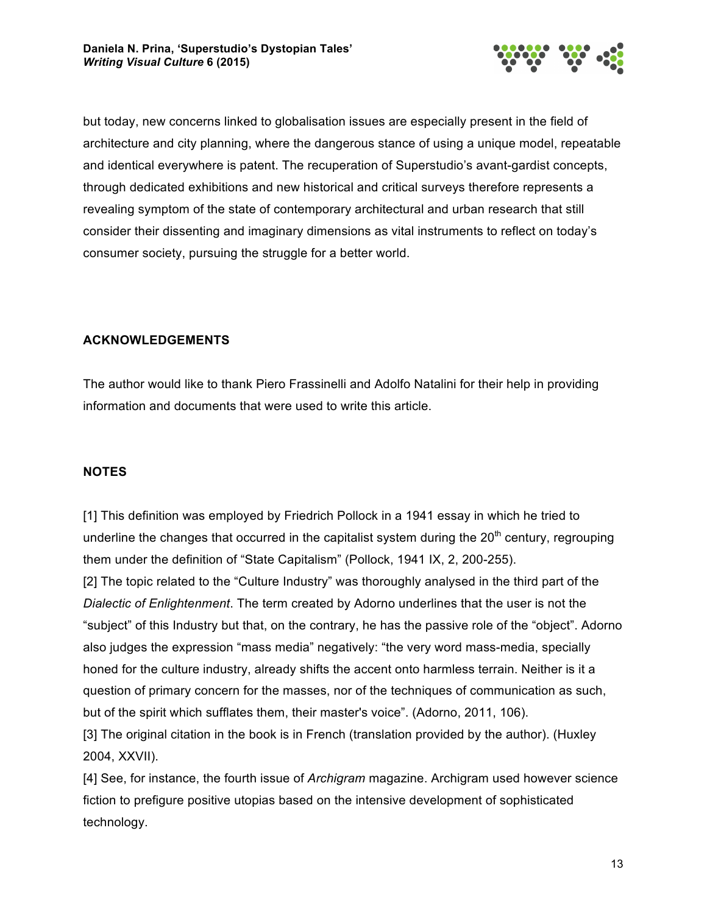but today, new concerns linked to globalisation issues are especially present in the field of architecture and city planning, where the dangerous stance of using a unique model, repeatable and identical everywhere is patent. The recuperation of Superstudio's avant-gardist concepts, through dedicated exhibitions and new historical and critical surveys therefore represents a revealing symptom of the state of contemporary architectural and urban research that still consider their dissenting and imaginary dimensions as vital instruments to reflect on today's consumer society, pursuing the struggle for a better world.

## ACKNOWLEDGEMENTS

The author would like to thank Piero Frassinelli and Adolfo Natalini for their help in providing information and documents that were used to write this article.

## NOTES

[1] This definition was employed by Friedrich Pollock in a 1941 essay in which he tried to underline the changes that occurred in the capitalist system during the 20th century, regrouping them under the definition of "State Capitalism" (Pollock, 1941 IX, 2, 200-255).

[2] The topic related to the "Culture Industry" was thoroughly analysed in the third part of the *Dialectic of Enlightenment*. The term created by Adorno underlines that the user is not the "subject" of this Industry but that, on the contrary, he has the passive role of the "object". Adorno also judges the expression "mass media" negatively: "the very word mass-media, specially honed for the culture industry, already shifts the accent onto harmless terrain. Neither is it a question of primary concern for the masses, nor of the techniques of communication as such, but of the spirit which sufflates them, their master's voice". (Adorno, 2011, 106).

[3] The original citation in the book is in French (translation provided by the author). (Huxley 2004, XXVII).

[4] See, for instance, the fourth issue of *Archigram* magazine. Archigram used however science fiction to prefigure positive utopias based on the intensive development of sophisticated technology.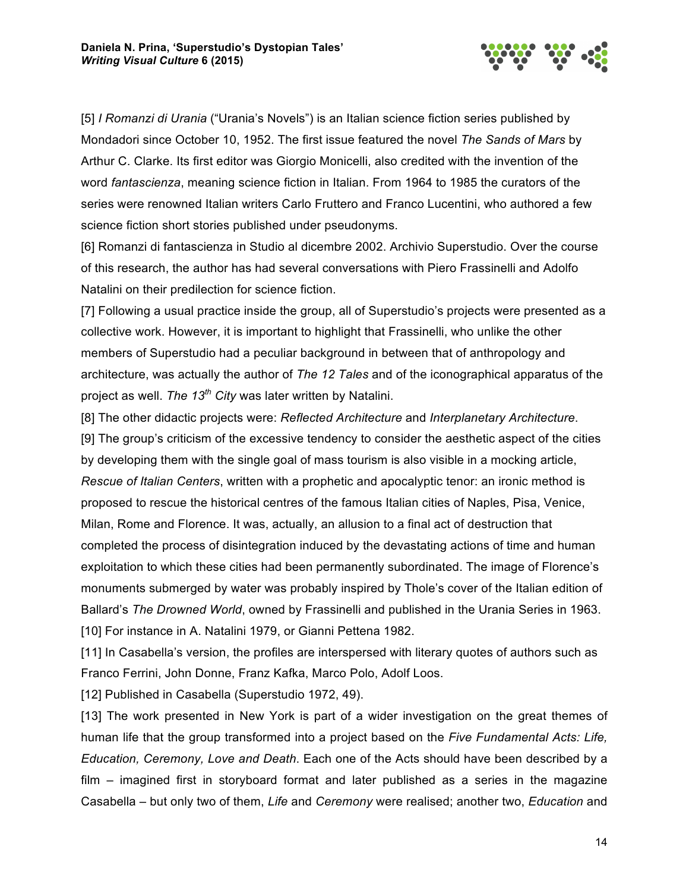[5] *I Romanzi di Urania* ("Urania's Novels") is an Italian science fiction series published by Mondadori since October 10, 1952. The first issue featured the novel *The Sands of Mars* by Arthur C. Clarke. Its first editor was Giorgio Monicelli, also credited with the invention of the word *fantascienza*, meaning science fiction in Italian. From 1964 to 1985 the curators of the series were renowned Italian writers Carlo Fruttero and Franco Lucentini, who authored a few science fiction short stories published under pseudonyms.

[6] Romanzi di fantascienza in Studio al dicembre 2002. Archivio Superstudio. Over the course of this research, the author has had several conversations with Piero Frassinelli and Adolfo Natalini on their predilection for science fiction.

[7] Following a usual practice inside the group, all of Superstudio's projects were presented as a collective work. However, it is important to highlight that Frassinelli, who unlike the other members of Superstudio had a peculiar background in between that of anthropology and architecture, was actually the author of *The 12 Tales* and of the iconographical apparatus of the project as well. *The 13th City* was later written by Natalini.

[8] The other didactic projects were: *Reflected Architecture* and *Interplanetary Architecture*.

[9] The group's criticism of the excessive tendency to consider the aesthetic aspect of the cities by developing them with the single goal of mass tourism is also visible in a mocking article, *Rescue of Italian Centers*, written with a prophetic and apocalyptic tenor: an ironic method is proposed to rescue the historical centres of the famous Italian cities of Naples, Pisa, Venice, Milan, Rome and Florence. It was, actually, an allusion to a final act of destruction that completed the process of disintegration induced by the devastating actions of time and human exploitation to which these cities had been permanently subordinated. The image of Florence's monuments submerged by water was probably inspired by Thole's cover of the Italian edition of Ballard's *The Drowned World*, owned by Frassinelli and published in the Urania Series in 1963.

[10] For instance in A. Natalini 1979, or Gianni Pettena 1982.

[11] In Casabella's version, the profiles are interspersed with literary quotes of authors such as Franco Ferrini, John Donne, Franz Kafka, Marco Polo, Adolf Loos.

[12] Published in Casabella (Superstudio 1972, 49).

[13] The work presented in New York is part of a wider investigation on the great themes of human life that the group transformed into a project based on the *Five Fundamental Acts: Life, Education, Ceremony, Love and Death*. Each one of the Acts should have been described by a film – imagined first in storyboard format and later published as a series in the magazine Casabella – but only two of them, *Life* and *Ceremony* were realised; another two, *Education* and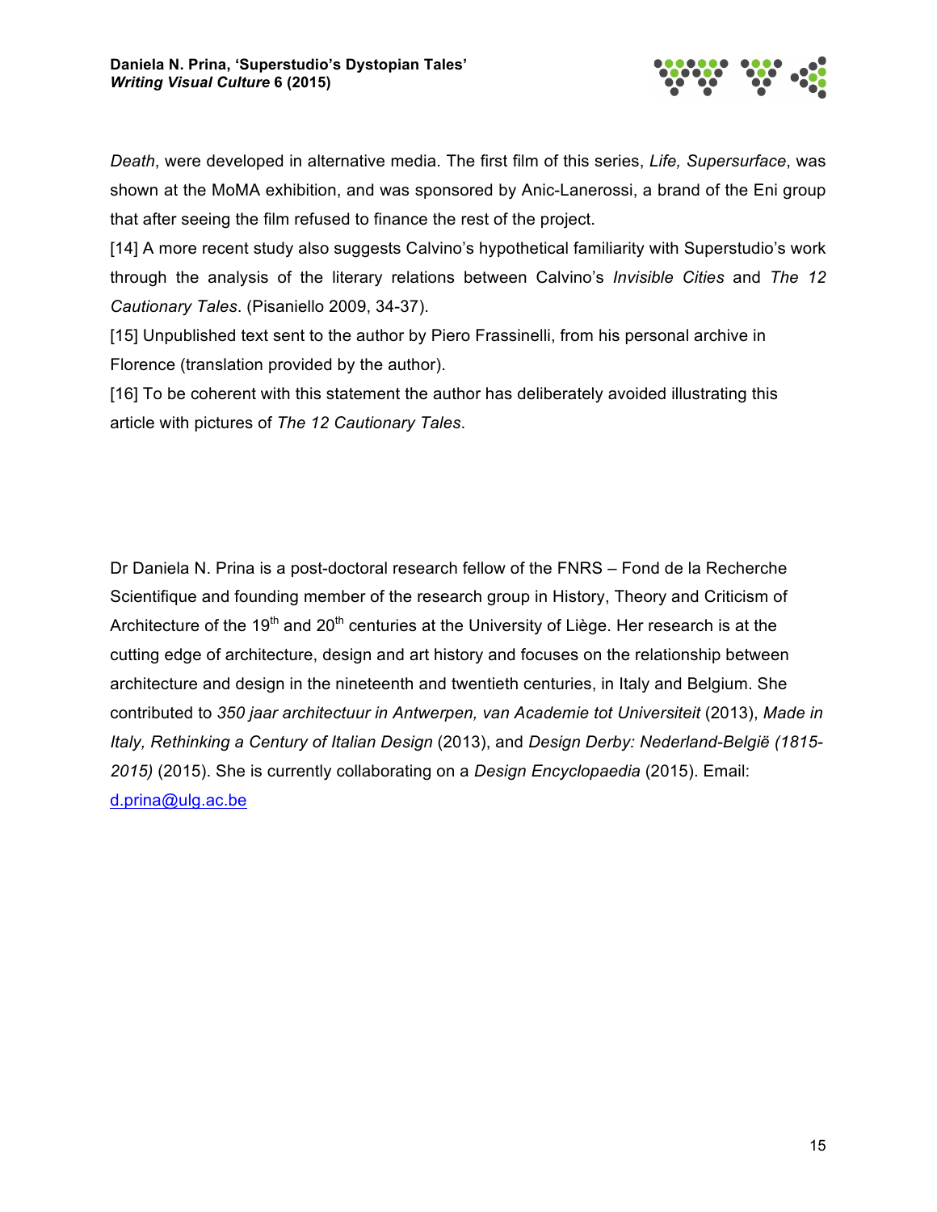*Death*, were developed in alternative media. The first film of this series, *Life, Supersurface*, was shown at the MoMA exhibition, and was sponsored by Anic-Lanerossi, a brand of the Eni group that after seeing the film refused to finance the rest of the project.

[14] A more recent study also suggests Calvino's hypothetical familiarity with Superstudio's work through the analysis of the literary relations between Calvino's *Invisible Cities* and *The 12 Cautionary Tales*. (Pisaniello 2009, 34-37).

[15] Unpublished text sent to the author by Piero Frassinelli, from his personal archive in Florence (translation provided by the author).

[16] To be coherent with this statement the author has deliberately avoided illustrating this article with pictures of *The 12 Cautionary Tales*.

Dr Daniela N. Prina is a post-doctoral research fellow of the FNRS – Fond de la Recherche Scientifique and founding member of the research group in History, Theory and Criticism of Architecture of the 19th and 20th centuries at the University of Liège. Her research is at the cutting edge of architecture, design and art history and focuses on the relationship between architecture and design in the nineteenth and twentieth centuries, in Italy and Belgium. She contributed to *350 jaar architectuur in Antwerpen, van Academie tot Universiteit* (2013), *Made in Italy, Rethinking a Century of Italian Design* (2013), and *Design Derby: Nederland-België (1815-2015)* (2015). She is currently collaborating on a *Design Encyclopaedia* (2015). Email: d.prina@ulg.ac.be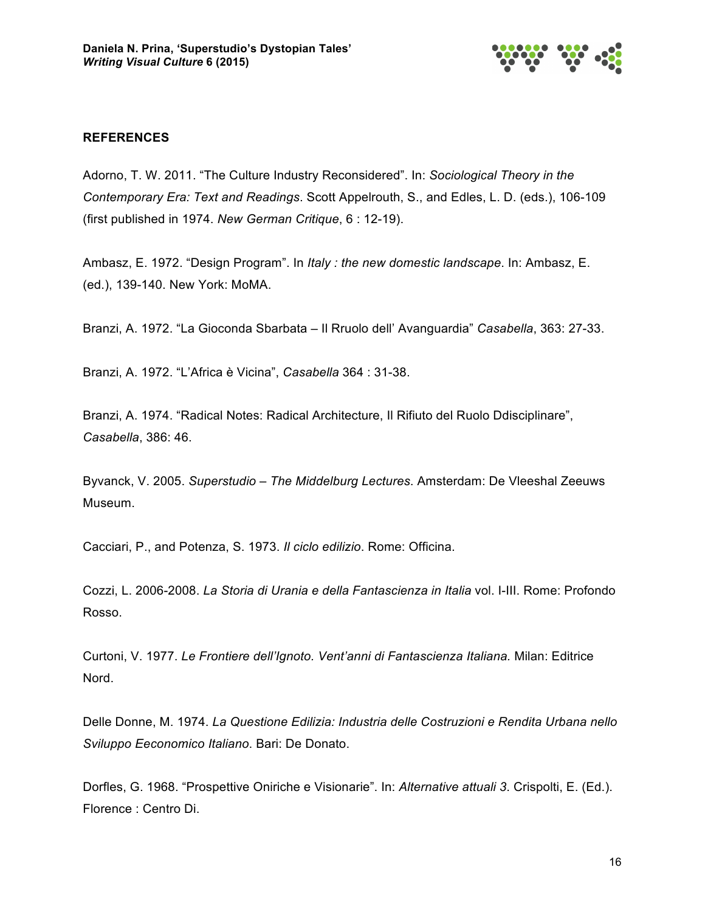## REFERENCES

Adorno, T. W. 2011. "The Culture Industry Reconsidered". In: *Sociological Theory in the Contemporary Era: Text and Readings*. Scott Appelrouth, S., and Edles, L. D. (eds.), 106-109 (first published in 1974. *New German Critique*, 6 : 12-19).

Ambasz, E. 1972. "Design Program". In *Italy : the new domestic landscape*. In: Ambasz, E. (ed.), 139-140. New York: MoMA.

Branzi, A. 1972. "La Gioconda Sbarbata – Il Rruolo dell' Avanguardia" *Casabella*, 363: 27-33.

Branzi, A. 1972. "L'Africa è Vicina", *Casabella* 364 : 31-38.

Branzi, A. 1974. "Radical Notes: Radical Architecture, Il Rifiuto del Ruolo Ddisciplinare", *Casabella*, 386: 46.

Byvanck, V. 2005. *Superstudio – The Middelburg Lectures*. Amsterdam: De Vleeshal Zeeuws Museum.

Cacciari, P., and Potenza, S. 1973. *Il ciclo edilizio*. Rome: Officina.

Cozzi, L. 2006-2008. *La Storia di Urania e della Fantascienza in Italia* vol. I-III. Rome: Profondo Rosso.

Curtoni, V. 1977. *Le Frontiere dell'Ignoto. Vent'anni di Fantascienza Italiana.* Milan: Editrice Nord.

Delle Donne, M. 1974. *La Questione Edilizia: Industria delle Costruzioni e Rendita Urbana nello Sviluppo Eeconomico Italiano*. Bari: De Donato.

Dorfles, G. 1968. "Prospettive Oniriche e Visionarie". In: *Alternative attuali 3*. Crispolti, E. (Ed.). Florence : Centro Di.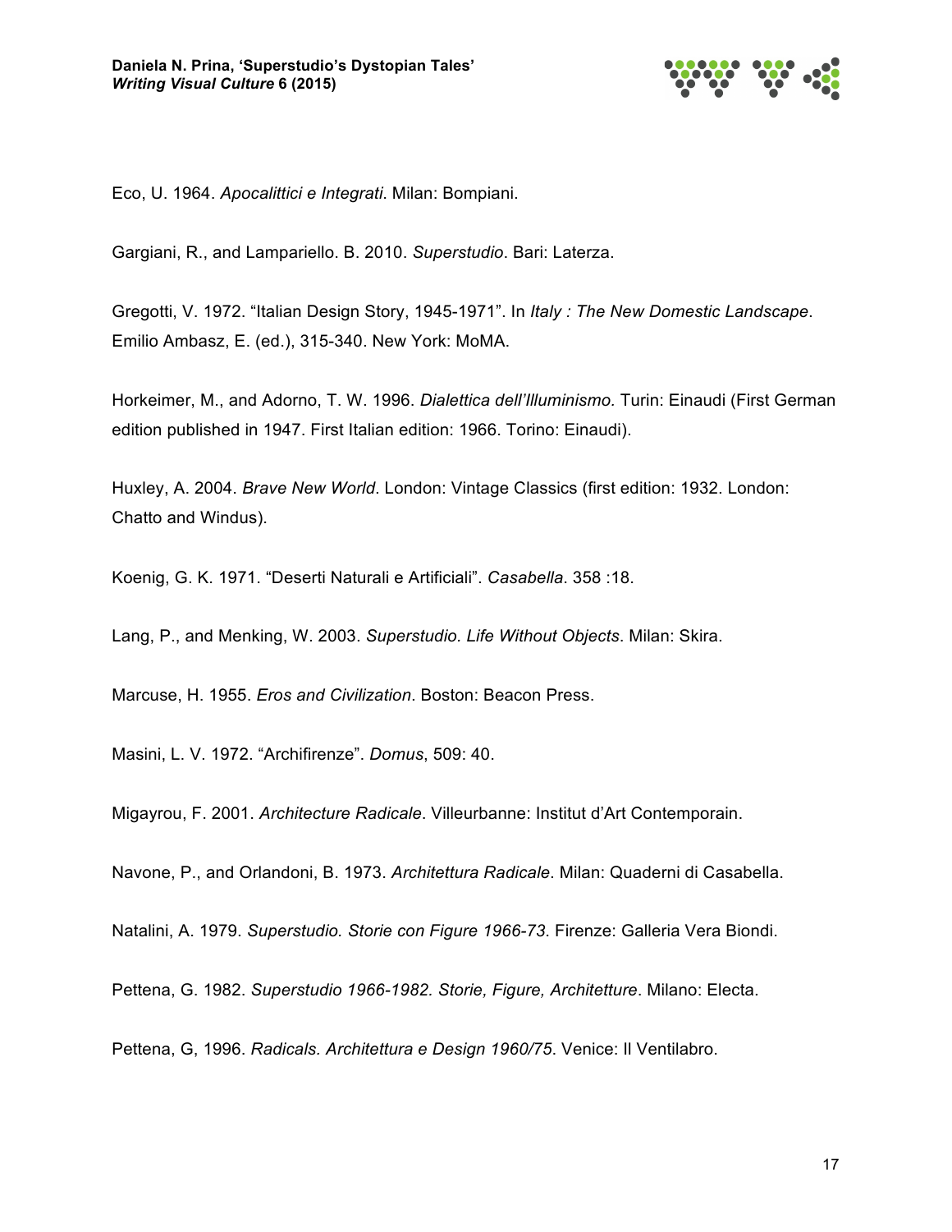Eco, U. 1964. *Apocalittici e Integrati*. Milan: Bompiani.

Gargiani, R., and Lampariello. B. 2010. *Superstudio*. Bari: Laterza.

Gregotti, V. 1972. "Italian Design Story, 1945-1971". In *Italy : The New Domestic Landscape*. Emilio Ambasz, E. (ed.), 315-340. New York: MoMA.

Horkeimer, M., and Adorno, T. W. 1996. *Dialettica dell'Illuminismo.* Turin: Einaudi (First German edition published in 1947. First Italian edition: 1966. Torino: Einaudi).

Huxley, A. 2004. *Brave New World*. London: Vintage Classics (first edition: 1932. London: Chatto and Windus).

Koenig, G. K. 1971. "Deserti Naturali e Artificiali". *Casabella*. 358 :18.

Lang, P., and Menking, W. 2003. *Superstudio. Life Without Objects*. Milan: Skira.

Marcuse, H. 1955. *Eros and Civilization*. Boston: Beacon Press.

Masini, L. V. 1972. "Archifirenze". *Domus*, 509: 40.

Migayrou, F. 2001. *Architecture Radicale*. Villeurbanne: Institut d'Art Contemporain.

Navone, P., and Orlandoni, B. 1973. *Architettura Radicale*. Milan: Quaderni di Casabella.

Natalini, A. 1979. *Superstudio. Storie con Figure 1966-73*. Firenze: Galleria Vera Biondi.

Pettena, G. 1982. *Superstudio 1966-1982. Storie, Figure, Architetture*. Milano: Electa.

Pettena, G, 1996. *Radicals. Architettura e Design 1960/75*. Venice: Il Ventilabro.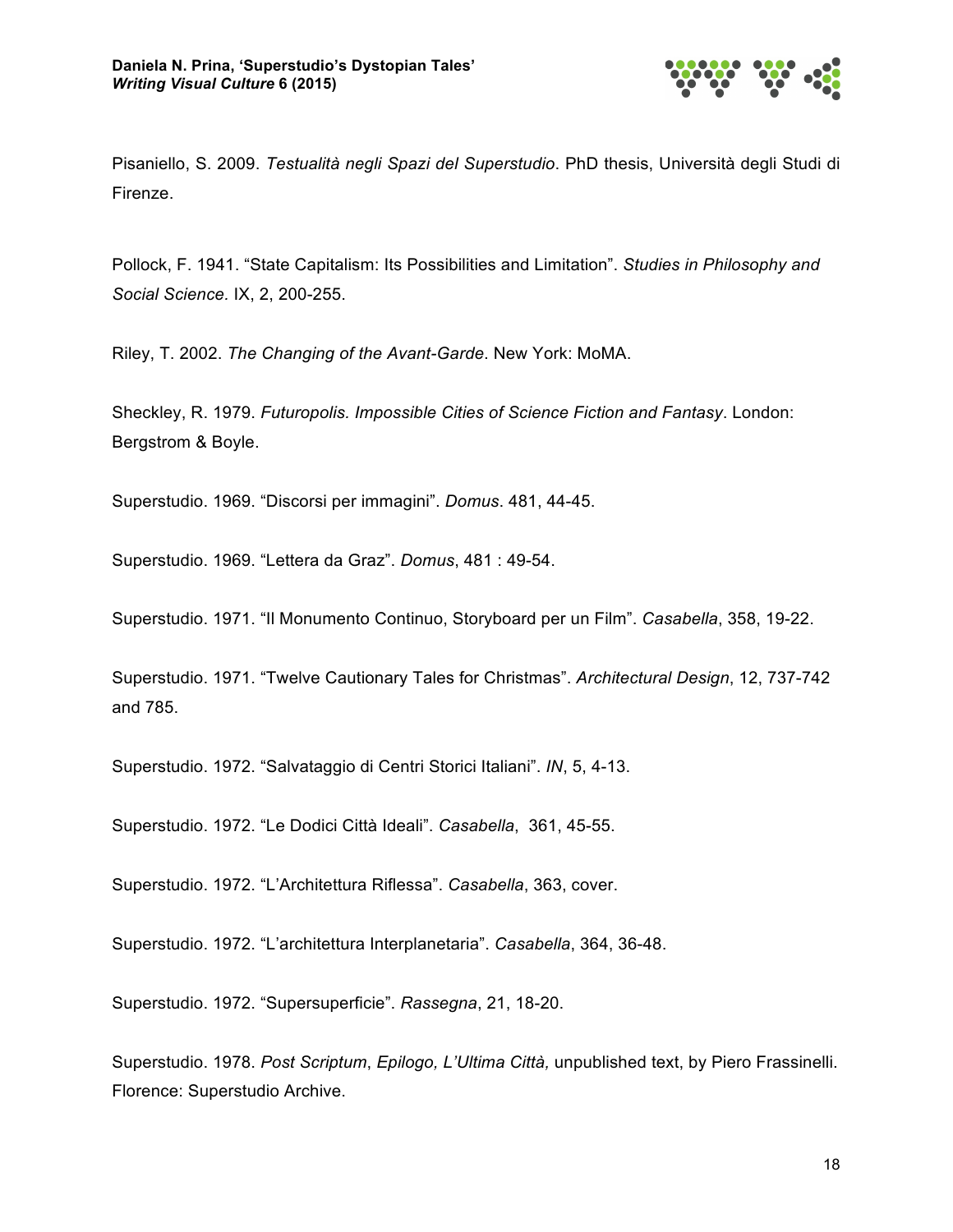Pisaniello, S. 2009. *Testualità negli Spazi del Superstudio*. PhD thesis, Università degli Studi di Firenze.

Pollock, F. 1941. "State Capitalism: Its Possibilities and Limitation". *Studies in Philosophy and Social Science.* IX, 2, 200-255.

Riley, T. 2002. *The Changing of the Avant-Garde*. New York: MoMA.

Sheckley, R. 1979. *Futuropolis. Impossible Cities of Science Fiction and Fantasy*. London: Bergstrom & Boyle.

Superstudio. 1969. "Discorsi per immagini". *Domus*. 481, 44-45.

Superstudio. 1969. "Lettera da Graz". *Domus*, 481 : 49-54.

Superstudio. 1971. "Il Monumento Continuo, Storyboard per un Film". *Casabella*, 358, 19-22.

Superstudio. 1971. "Twelve Cautionary Tales for Christmas". *Architectural Design*, 12, 737-742 and 785.

Superstudio. 1972. "Salvataggio di Centri Storici Italiani". *IN*, 5, 4-13.

Superstudio. 1972. "Le Dodici Città Ideali". *Casabella*, 361, 45-55.

Superstudio. 1972. "L'Architettura Riflessa". *Casabella*, 363, cover.

Superstudio. 1972. "L'architettura Interplanetaria". *Casabella*, 364, 36-48.

Superstudio. 1972. "Supersuperficie". *Rassegna*, 21, 18-20.

Superstudio. 1978. *Post Scriptum*, *Epilogo, L'Ultima Città,* unpublished text, by Piero Frassinelli. Florence: Superstudio Archive.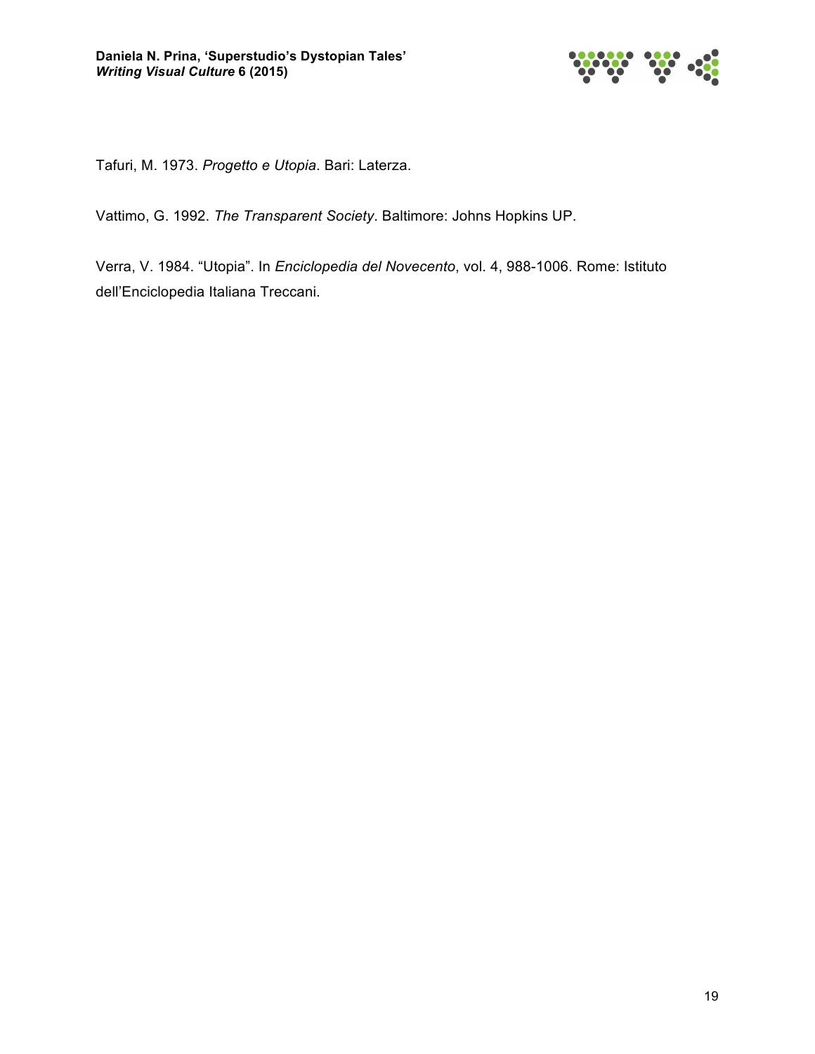Tafuri, M. 1973. *Progetto e Utopia*. Bari: Laterza.

Vattimo, G. 1992. *The Transparent Society*. Baltimore: Johns Hopkins UP.

Verra, V. 1984. "Utopia". In *Enciclopedia del Novecento*, vol. 4, 988-1006. Rome: Istituto dell'Enciclopedia Italiana Treccani.